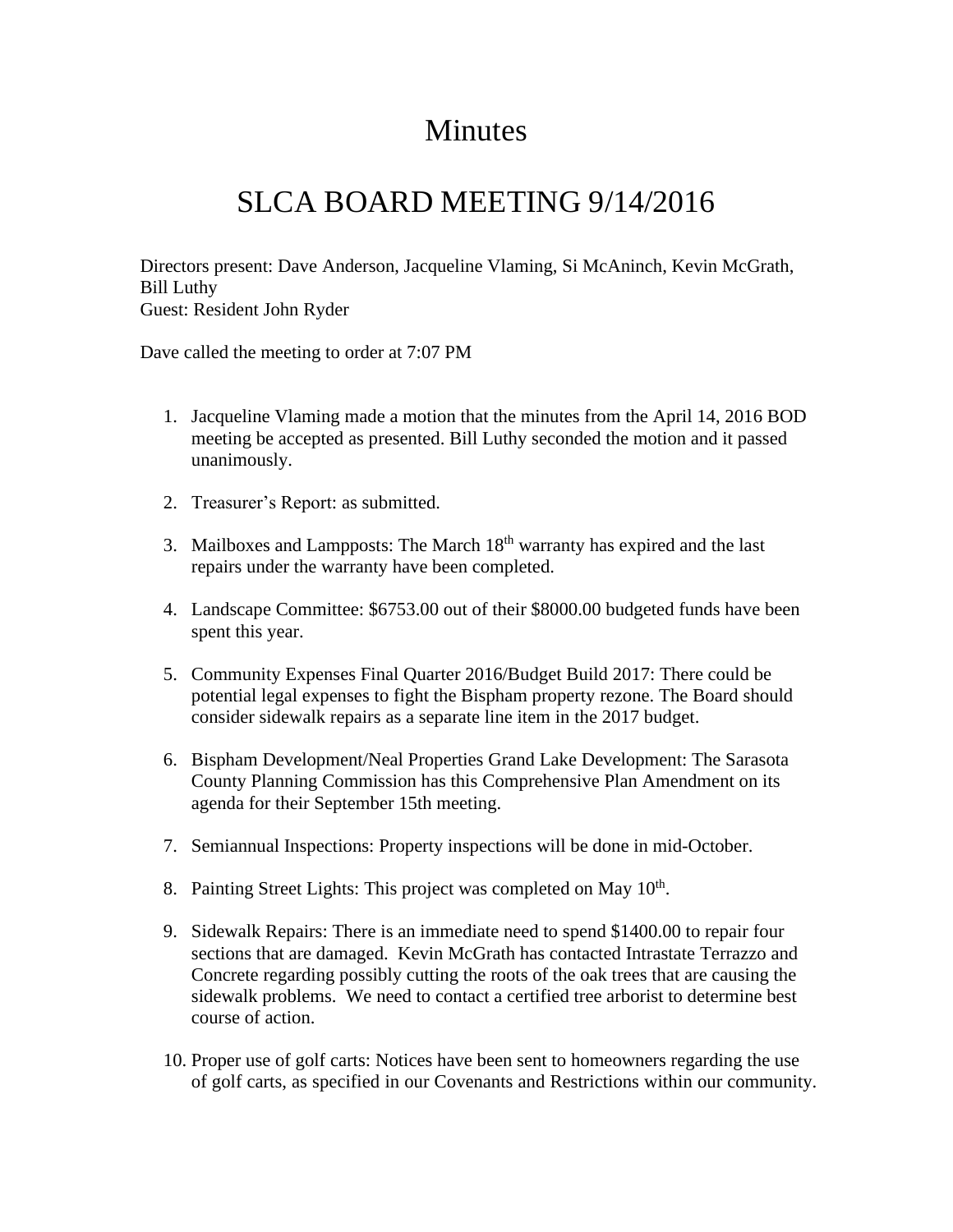# Minutes

# SLCA BOARD MEETING 9/14/2016

Directors present: Dave Anderson, Jacqueline Vlaming, Si McAninch, Kevin McGrath, Bill Luthy
Guest: Resident John Ryder

Dave called the meeting to order at 7:07 PM

1. Jacqueline Vlaming made a motion that the minutes from the April 14, 2016 BOD meeting be accepted as presented. Bill Luthy seconded the motion and it passed unanimously.

2. Treasurer's Report: as submitted.

3. Mailboxes and Lampposts: The March 18th warranty has expired and the last repairs under the warranty have been completed.

4. Landscape Committee: $6753.00 out of their $8000.00 budgeted funds have been spent this year.

5. Community Expenses Final Quarter 2016/Budget Build 2017: There could be potential legal expenses to fight the Bispham property rezone. The Board should consider sidewalk repairs as a separate line item in the 2017 budget.

6. Bispham Development/Neal Properties Grand Lake Development: The Sarasota County Planning Commission has this Comprehensive Plan Amendment on its agenda for their September 15th meeting.

7. Semiannual Inspections: Property inspections will be done in mid-October.

8. Painting Street Lights: This project was completed on May 10th.

9. Sidewalk Repairs: There is an immediate need to spend $1400.00 to repair four sections that are damaged. Kevin McGrath has contacted Intrastate Terrazzo and Concrete regarding possibly cutting the roots of the oak trees that are causing the sidewalk problems. We need to contact a certified tree arborist to determine best course of action.

10. Proper use of golf carts: Notices have been sent to homeowners regarding the use of golf carts, as specified in our Covenants and Restrictions within our community.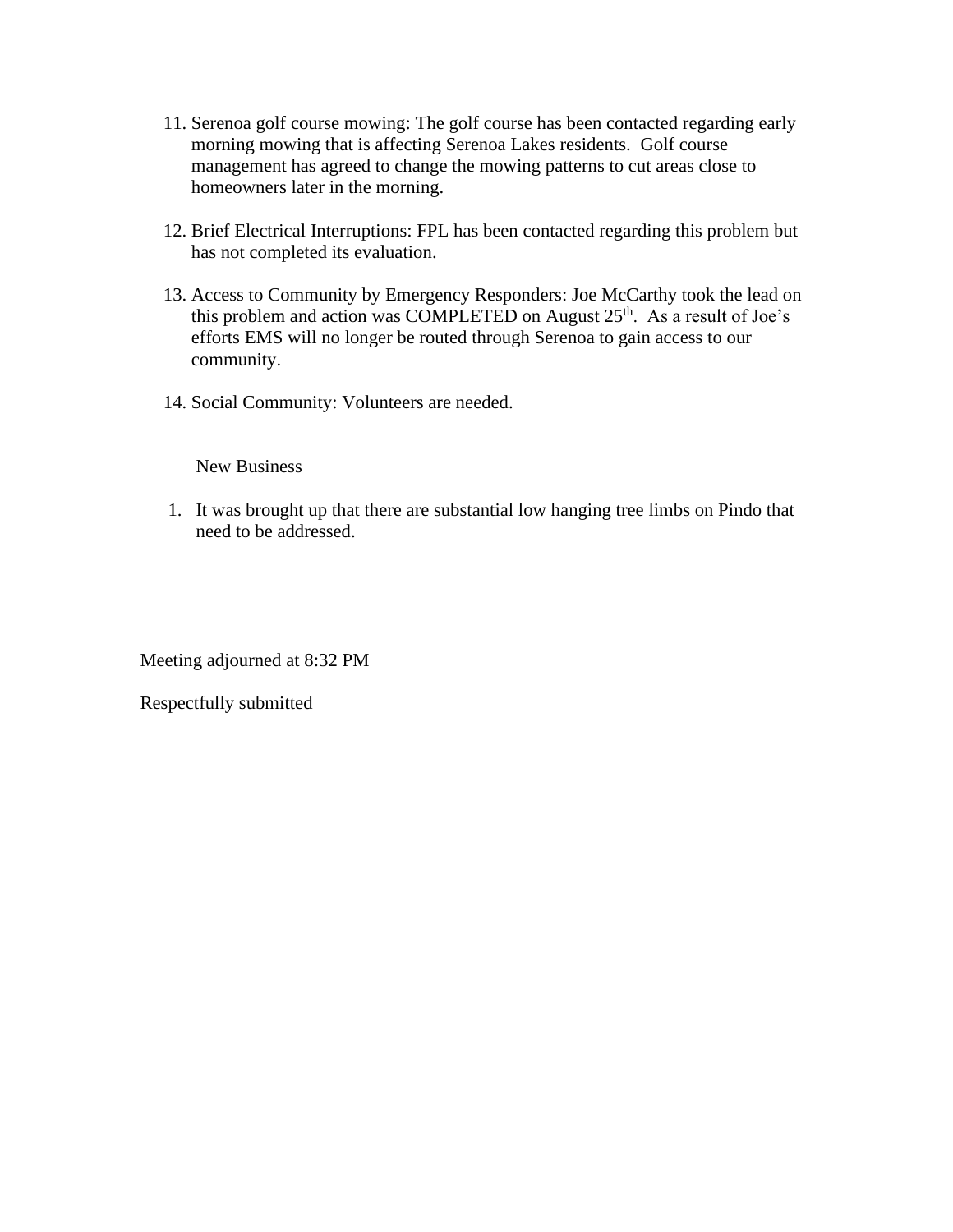11. Serenoa golf course mowing: The golf course has been contacted regarding early morning mowing that is affecting Serenoa Lakes residents. Golf course management has agreed to change the mowing patterns to cut areas close to homeowners later in the morning.

12. Brief Electrical Interruptions: FPL has been contacted regarding this problem but has not completed its evaluation.

13. Access to Community by Emergency Responders: Joe McCarthy took the lead on this problem and action was COMPLETED on August 25th. As a result of Joe's efforts EMS will no longer be routed through Serenoa to gain access to our community.

14. Social Community: Volunteers are needed.

New Business

1. It was brought up that there are substantial low hanging tree limbs on Pindo that need to be addressed.

Meeting adjourned at 8:32 PM

Respectfully submitted